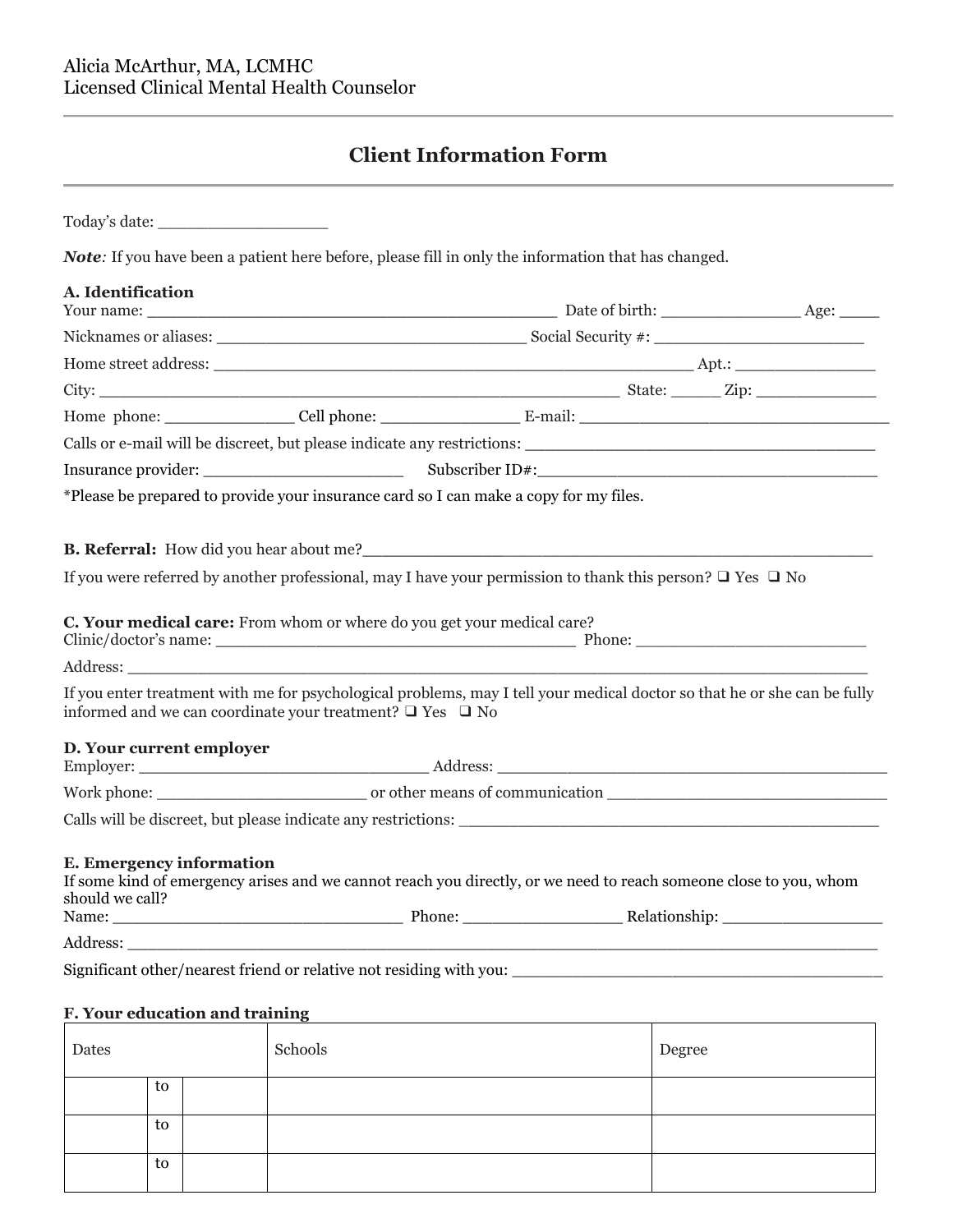Alicia McArthur, MA, LCMHC
Licensed Clinical Mental Health Counselor

# Client Information Form

Today's date: _________________

***Note**:* If you have been a patient here before, please fill in only the information that has changed.

### A. Identification

Your name: __________________________________________ Date of birth: ______________ Age: ____

Nicknames or aliases: ________________________________ Social Security #: ______________________

Home street address: ___________________________________________________ Apt.: ______________

City: ______________________________________________________ State: _____ Zip: ____________

Home phone: _____________ Cell phone: ______________ E-mail: _______________________________

Calls or e-mail will be discreet, but please indicate any restrictions: ___________________________________

Insurance provider: _____________________ Subscriber ID#:__________________________________

*Please be prepared to provide your insurance card so I can make a copy for my files.

**B. Referral:** How did you hear about me?__________________________________________________

If you were referred by another professional, may I have your permission to thank this person? ❑ Yes ❑ No

**C. Your medical care:** From whom or where do you get your medical care?
Clinic/doctor's name: ______________________________________ Phone: ________________________

Address: __________________________________________________________________________

If you enter treatment with me for psychological problems, may I tell your medical doctor so that he or she can be fully informed and we can coordinate your treatment? ❑ Yes ❑ No

### D. Your current employer

Employer: ______________________________ Address: __________________________________________

Work phone: ______________________ or other means of communication ____________________________

Calls will be discreet, but please indicate any restrictions: ________________________________________

### E. Emergency information

If some kind of emergency arises and we cannot reach you directly, or we need to reach someone close to you, whom should we call?
Name: ______________________________ Phone: ________________ Relationship: ________________

Address: ___________________________________________________________________________

Significant other/nearest friend or relative not residing with you: ____________________________________

### F. Your education and training

| Dates | | | Schools | Degree |
|---|---|---|---|---|
| | to | | | |
| | to | | | |
| | to | | | |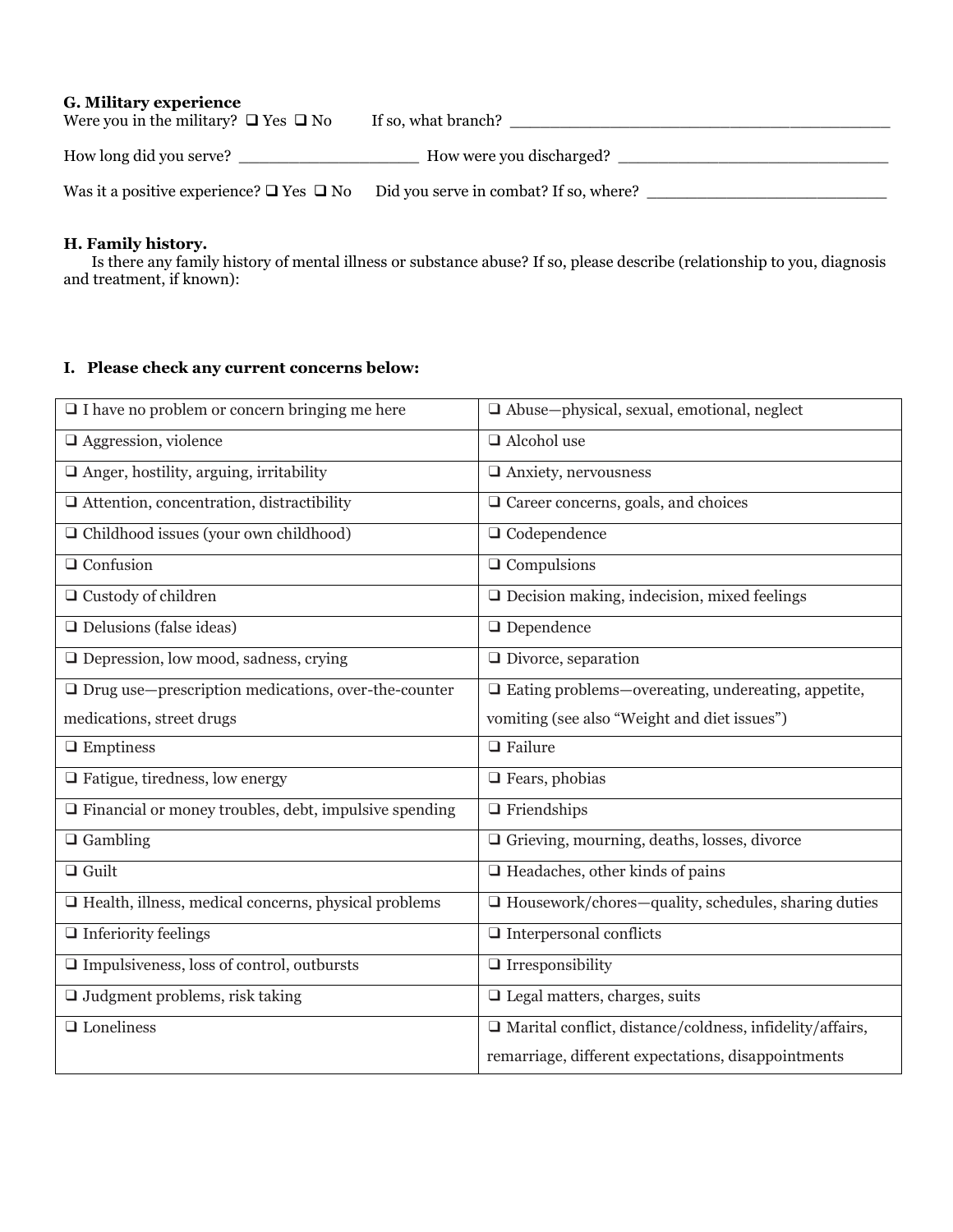**G. Military experience**

Were you in the military? ❑ Yes ❑ No If so, what branch? ________________________________________

How long did you serve? ___________________ How were you discharged? ____________________________

Was it a positive experience? ❑ Yes ❑ No Did you serve in combat? If so, where? _________________________

**H. Family history.**

Is there any family history of mental illness or substance abuse? If so, please describe (relationship to you, diagnosis and treatment, if known):

**I. Please check any current concerns below:**

| | |
|---|---|
| ❑ I have no problem or concern bringing me here | ❑ Abuse—physical, sexual, emotional, neglect |
| ❑ Aggression, violence | ❑ Alcohol use |
| ❑ Anger, hostility, arguing, irritability | ❑ Anxiety, nervousness |
| ❑ Attention, concentration, distractibility | ❑ Career concerns, goals, and choices |
| ❑ Childhood issues (your own childhood) | ❑ Codependence |
| ❑ Confusion | ❑ Compulsions |
| ❑ Custody of children | ❑ Decision making, indecision, mixed feelings |
| ❑ Delusions (false ideas) | ❑ Dependence |
| ❑ Depression, low mood, sadness, crying | ❑ Divorce, separation |
| ❑ Drug use—prescription medications, over-the-counter medications, street drugs | ❑ Eating problems—overeating, undereating, appetite, vomiting (see also "Weight and diet issues") |
| ❑ Emptiness | ❑ Failure |
| ❑ Fatigue, tiredness, low energy | ❑ Fears, phobias |
| ❑ Financial or money troubles, debt, impulsive spending | ❑ Friendships |
| ❑ Gambling | ❑ Grieving, mourning, deaths, losses, divorce |
| ❑ Guilt | ❑ Headaches, other kinds of pains |
| ❑ Health, illness, medical concerns, physical problems | ❑ Housework/chores—quality, schedules, sharing duties |
| ❑ Inferiority feelings | ❑ Interpersonal conflicts |
| ❑ Impulsiveness, loss of control, outbursts | ❑ Irresponsibility |
| ❑ Judgment problems, risk taking | ❑ Legal matters, charges, suits |
| ❑ Loneliness | ❑ Marital conflict, distance/coldness, infidelity/affairs, remarriage, different expectations, disappointments |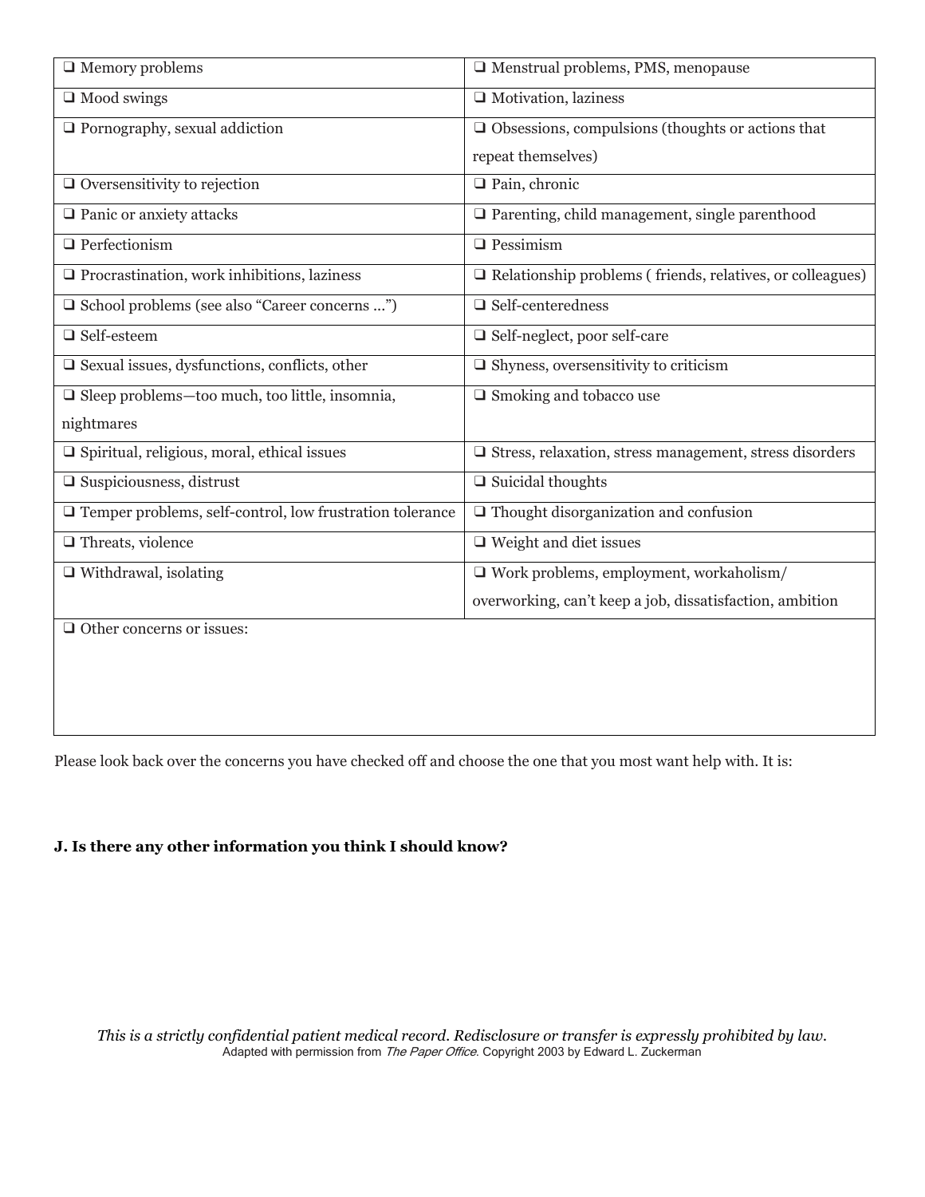| | |
|---|---|
| ❑ Memory problems | ❑ Menstrual problems, PMS, menopause |
| ❑ Mood swings | ❑ Motivation, laziness |
| ❑ Pornography, sexual addiction | ❑ Obsessions, compulsions (thoughts or actions that repeat themselves) |
| ❑ Oversensitivity to rejection | ❑ Pain, chronic |
| ❑ Panic or anxiety attacks | ❑ Parenting, child management, single parenthood |
| ❑ Perfectionism | ❑ Pessimism |
| ❑ Procrastination, work inhibitions, laziness | ❑ Relationship problems ( friends, relatives, or colleagues) |
| ❑ School problems (see also "Career concerns ...") | ❑ Self-centeredness |
| ❑ Self-esteem | ❑ Self-neglect, poor self-care |
| ❑ Sexual issues, dysfunctions, conflicts, other | ❑ Shyness, oversensitivity to criticism |
| ❑ Sleep problems—too much, too little, insomnia, nightmares | ❑ Smoking and tobacco use |
| ❑ Spiritual, religious, moral, ethical issues | ❑ Stress, relaxation, stress management, stress disorders |
| ❑ Suspiciousness, distrust | ❑ Suicidal thoughts |
| ❑ Temper problems, self-control, low frustration tolerance | ❑ Thought disorganization and confusion |
| ❑ Threats, violence | ❑ Weight and diet issues |
| ❑ Withdrawal, isolating | ❑ Work problems, employment, workaholism/ overworking, can't keep a job, dissatisfaction, ambition |
| ❑ Other concerns or issues: | |

Please look back over the concerns you have checked off and choose the one that you most want help with. It is:

**J. Is there any other information you think I should know?**

*This is a strictly confidential patient medical record. Redisclosure or transfer is expressly prohibited by law.*

Adapted with permission from *The Paper Office*. Copyright 2003 by Edward L. Zuckerman